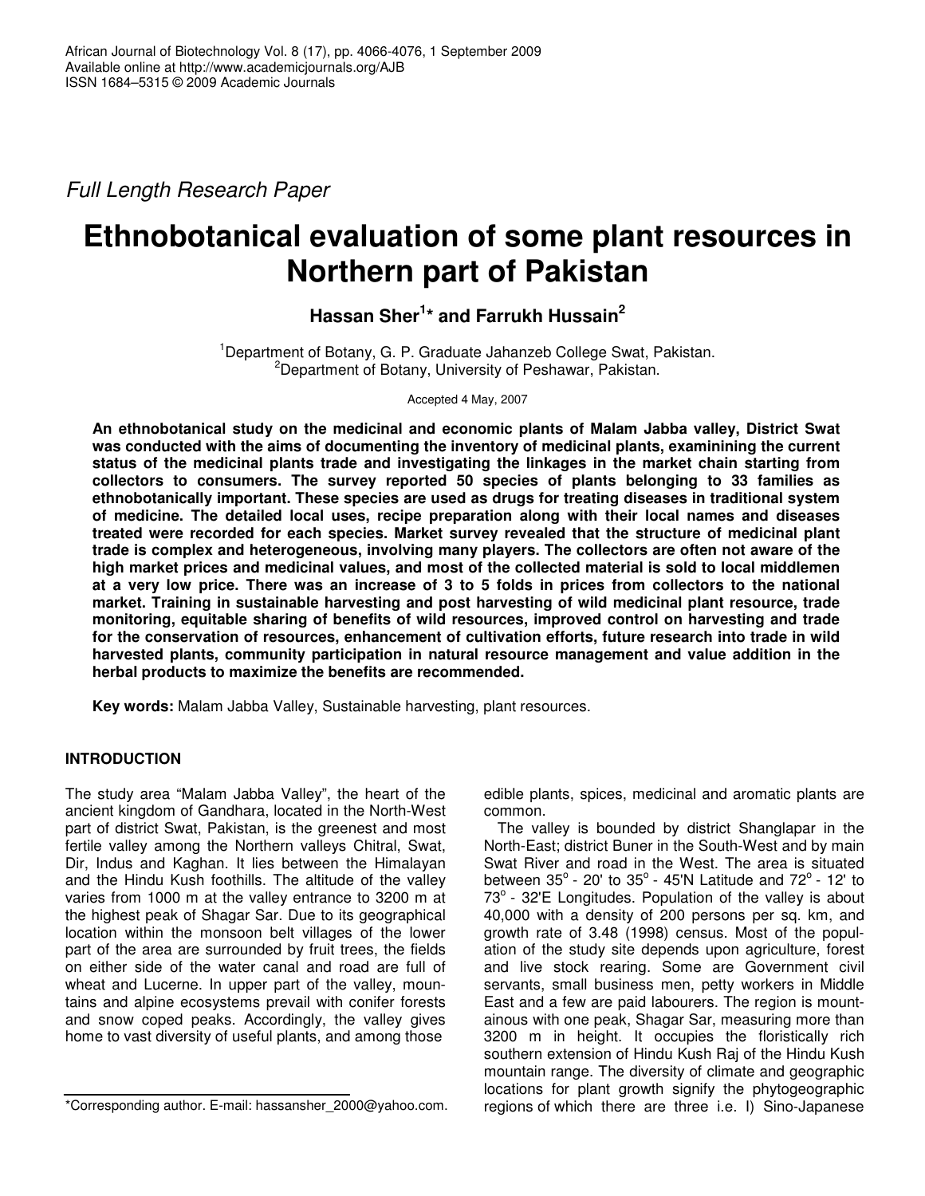*Full Length Research Paper*

# Ethnobotanical evaluation of some plant resources in Northern part of Pakistan

**Hassan Sher[1]* and Farrukh Hussain[2]**

[1]Department of Botany, G. P. Graduate Jahanzeb College Swat, Pakistan.
[2]Department of Botany, University of Peshawar, Pakistan.

Accepted 4 May, 2007

**An ethnobotanical study on the medicinal and economic plants of Malam Jabba valley, District Swat was conducted with the aims of documenting the inventory of medicinal plants, examinining the current status of the medicinal plants trade and investigating the linkages in the market chain starting from collectors to consumers. The survey reported 50 species of plants belonging to 33 families as ethnobotanically important. These species are used as drugs for treating diseases in traditional system of medicine. The detailed local uses, recipe preparation along with their local names and diseases treated were recorded for each species. Market survey revealed that the structure of medicinal plant trade is complex and heterogeneous, involving many players. The collectors are often not aware of the high market prices and medicinal values, and most of the collected material is sold to local middlemen at a very low price. There was an increase of 3 to 5 folds in prices from collectors to the national market. Training in sustainable harvesting and post harvesting of wild medicinal plant resource, trade monitoring, equitable sharing of benefits of wild resources, improved control on harvesting and trade for the conservation of resources, enhancement of cultivation efforts, future research into trade in wild harvested plants, community participation in natural resource management and value addition in the herbal products to maximize the benefits are recommended.**

**Key words:** Malam Jabba Valley, Sustainable harvesting, plant resources.

## INTRODUCTION

The study area "Malam Jabba Valley", the heart of the ancient kingdom of Gandhara, located in the North-West part of district Swat, Pakistan, is the greenest and most fertile valley among the Northern valleys Chitral, Swat, Dir, Indus and Kaghan. It lies between the Himalayan and the Hindu Kush foothills. The altitude of the valley varies from 1000 m at the valley entrance to 3200 m at the highest peak of Shagar Sar. Due to its geographical location within the monsoon belt villages of the lower part of the area are surrounded by fruit trees, the fields on either side of the water canal and road are full of wheat and Lucerne. In upper part of the valley, mountains and alpine ecosystems prevail with conifer forests and snow coped peaks. Accordingly, the valley gives home to vast diversity of useful plants, and among those edible plants, spices, medicinal and aromatic plants are common.

The valley is bounded by district Shanglapar in the North-East; district Buner in the South-West and by main Swat River and road in the West. The area is situated between 35° - 20' to 35° - 45'N Latitude and 72° - 12' to 73° - 32'E Longitudes. Population of the valley is about 40,000 with a density of 200 persons per sq. km, and growth rate of 3.48 (1998) census. Most of the population of the study site depends upon agriculture, forest and live stock rearing. Some are Government civil servants, small business men, petty workers in Middle East and a few are paid labourers. The region is mountainous with one peak, Shagar Sar, measuring more than 3200 m in height. It occupies the floristically rich southern extension of Hindu Kush Raj of the Hindu Kush mountain range. The diversity of climate and geographic locations for plant growth signify the phytogeographic regions of which there are three i.e. I) Sino-Japanese

*Corresponding author. E-mail: hassansher_2000@yahoo.com.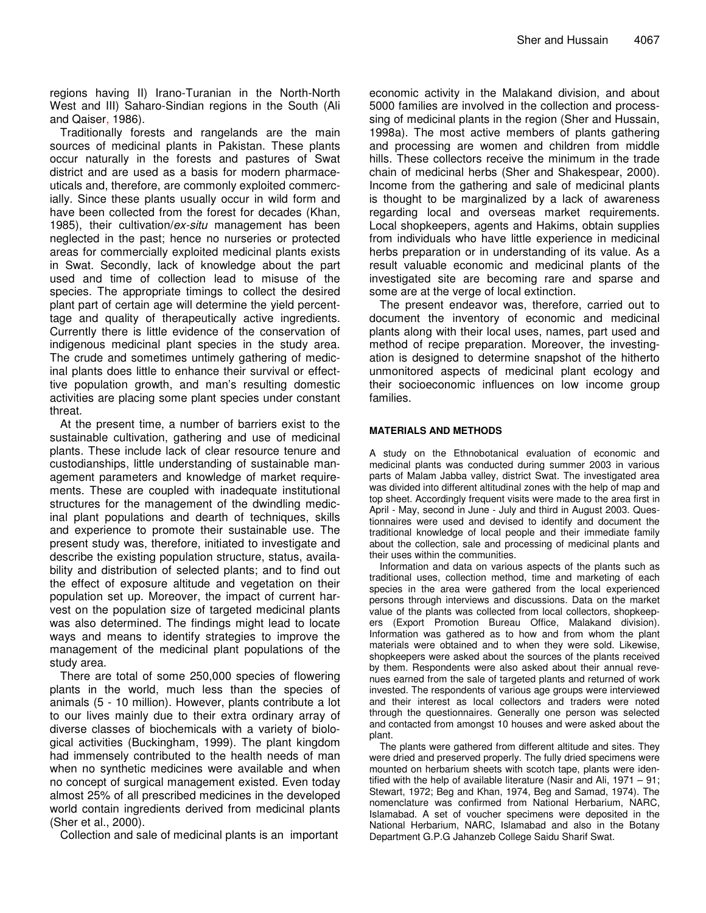regions having II) Irano-Turanian in the North-North West and III) Saharo-Sindian regions in the South (Ali and Qaiser, 1986).

Traditionally forests and rangelands are the main sources of medicinal plants in Pakistan. These plants occur naturally in the forests and pastures of Swat district and are used as a basis for modern pharmaceuticals and, therefore, are commonly exploited commercially. Since these plants usually occur in wild form and have been collected from the forest for decades (Khan, 1985), their cultivation/*ex-situ* management has been neglected in the past; hence no nurseries or protected areas for commercially exploited medicinal plants exists in Swat. Secondly, lack of knowledge about the part used and time of collection lead to misuse of the species. The appropriate timings to collect the desired plant part of certain age will determine the yield percenttage and quality of therapeutically active ingredients. Currently there is little evidence of the conservation of indigenous medicinal plant species in the study area. The crude and sometimes untimely gathering of medicinal plants does little to enhance their survival or effecttive population growth, and man's resulting domestic activities are placing some plant species under constant threat.

At the present time, a number of barriers exist to the sustainable cultivation, gathering and use of medicinal plants. These include lack of clear resource tenure and custodianships, little understanding of sustainable management parameters and knowledge of market requirements. These are coupled with inadequate institutional structures for the management of the dwindling medicinal plant populations and dearth of techniques, skills and experience to promote their sustainable use. The present study was, therefore, initiated to investigate and describe the existing population structure, status, availability and distribution of selected plants; and to find out the effect of exposure altitude and vegetation on their population set up. Moreover, the impact of current harvest on the population size of targeted medicinal plants was also determined. The findings might lead to locate ways and means to identify strategies to improve the management of the medicinal plant populations of the study area.

There are total of some 250,000 species of flowering plants in the world, much less than the species of animals (5 - 10 million). However, plants contribute a lot to our lives mainly due to their extra ordinary array of diverse classes of biochemicals with a variety of biological activities (Buckingham, 1999). The plant kingdom had immensely contributed to the health needs of man when no synthetic medicines were available and when no concept of surgical management existed. Even today almost 25% of all prescribed medicines in the developed world contain ingredients derived from medicinal plants (Sher et al., 2000).

Collection and sale of medicinal plants is an important economic activity in the Malakand division, and about 5000 families are involved in the collection and processsing of medicinal plants in the region (Sher and Hussain, 1998a). The most active members of plants gathering and processing are women and children from middle hills. These collectors receive the minimum in the trade chain of medicinal herbs (Sher and Shakespear, 2000). Income from the gathering and sale of medicinal plants is thought to be marginalized by a lack of awareness regarding local and overseas market requirements. Local shopkeepers, agents and Hakims, obtain supplies from individuals who have little experience in medicinal herbs preparation or in understanding of its value. As a result valuable economic and medicinal plants of the investigated site are becoming rare and sparse and some are at the verge of local extinction.

The present endeavor was, therefore, carried out to document the inventory of economic and medicinal plants along with their local uses, names, part used and method of recipe preparation. Moreover, the investigation is designed to determine snapshot of the hitherto unmonitored aspects of medicinal plant ecology and their socioeconomic influences on low income group families.

## MATERIALS AND METHODS

A study on the Ethnobotanical evaluation of economic and medicinal plants was conducted during summer 2003 in various parts of Malam Jabba valley, district Swat. The investigated area was divided into different altitudinal zones with the help of map and top sheet. Accordingly frequent visits were made to the area first in April - May, second in June - July and third in August 2003. Questionnaires were used and devised to identify and document the traditional knowledge of local people and their immediate family about the collection, sale and processing of medicinal plants and their uses within the communities.

Information and data on various aspects of the plants such as traditional uses, collection method, time and marketing of each species in the area were gathered from the local experienced persons through interviews and discussions. Data on the market value of the plants was collected from local collectors, shopkeepers (Export Promotion Bureau Office, Malakand division). Information was gathered as to how and from whom the plant materials were obtained and to when they were sold. Likewise, shopkeepers were asked about the sources of the plants received by them. Respondents were also asked about their annual revenues earned from the sale of targeted plants and returned of work invested. The respondents of various age groups were interviewed and their interest as local collectors and traders were noted through the questionnaires. Generally one person was selected and contacted from amongst 10 houses and were asked about the plant.

The plants were gathered from different altitude and sites. They were dried and preserved properly. The fully dried specimens were mounted on herbarium sheets with scotch tape, plants were identified with the help of available literature (Nasir and Ali, 1971 – 91; Stewart, 1972; Beg and Khan, 1974, Beg and Samad, 1974). The nomenclature was confirmed from National Herbarium, NARC, Islamabad. A set of voucher specimens were deposited in the National Herbarium, NARC, Islamabad and also in the Botany Department G.P.G Jahanzeb College Saidu Sharif Swat.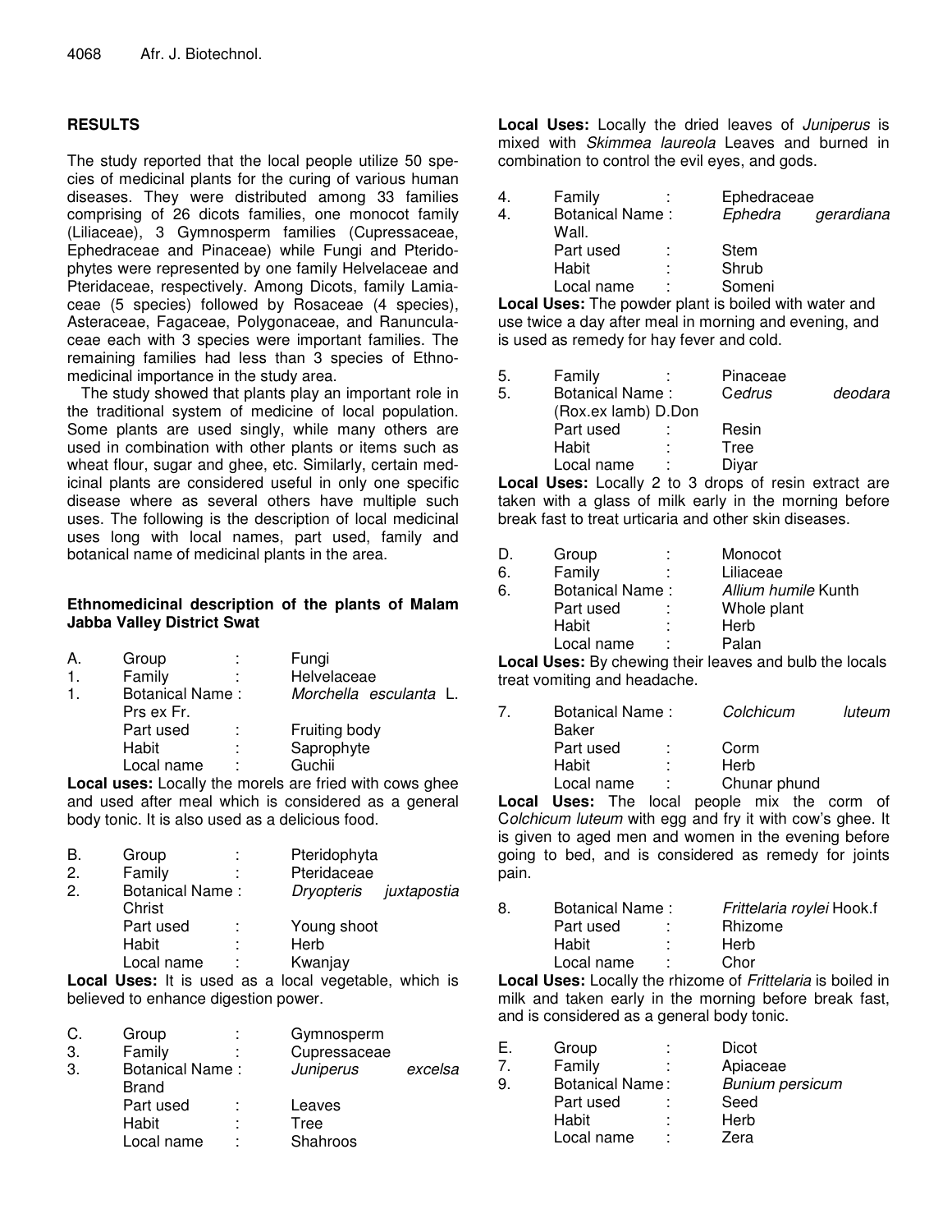## RESULTS

The study reported that the local people utilize 50 species of medicinal plants for the curing of various human diseases. They were distributed among 33 families comprising of 26 dicots families, one monocot family (Liliaceae), 3 Gymnosperm families (Cupressaceae, Ephedraceae and Pinaceae) while Fungi and Pteridophytes were represented by one family Helvelaceae and Pteridaceae, respectively. Among Dicots, family Lamiaceae (5 species) followed by Rosaceae (4 species), Asteraceae, Fagaceae, Polygonaceae, and Ranunculaceae each with 3 species were important families. The remaining families had less than 3 species of Ethnomedicinal importance in the study area.

The study showed that plants play an important role in the traditional system of medicine of local population. Some plants are used singly, while many others are used in combination with other plants or items such as wheat flour, sugar and ghee, etc. Similarly, certain medicinal plants are considered useful in only one specific disease where as several others have multiple such uses. The following is the description of local medicinal uses long with local names, part used, family and botanical name of medicinal plants in the area.

### Ethnomedicinal description of the plants of Malam Jabba Valley District Swat

A. Group : Fungi
1. Family : Helvelaceae
1. Botanical Name : *Morchella esculanta* L. Prs ex Fr.
Part used : Fruiting body
Habit : Saprophyte
Local name : Guchii

**Local uses:** Locally the morels are fried with cows ghee and used after meal which is considered as a general body tonic. It is also used as a delicious food.

B. Group : Pteridophyta
2. Family : Pteridaceae
2. Botanical Name : *Dryopteris juxtapostia* Christ
Part used : Young shoot
Habit : Herb
Local name : Kwanjay

**Local Uses:** It is used as a local vegetable, which is believed to enhance digestion power.

C. Group : Gymnosperm
3. Family : Cupressaceae
3. Botanical Name : *Juniperus excelsa* Brand
Part used : Leaves
Habit : Tree
Local name : Shahroos

**Local Uses:** Locally the dried leaves of *Juniperus* is mixed with *Skimmea laureola* Leaves and burned in combination to control the evil eyes, and gods.

4. Family : Ephedraceae
4. Botanical Name : *Ephedra gerardiana* Wall.
Part used : Stem
Habit : Shrub
Local name : Someni

**Local Uses:** The powder plant is boiled with water and use twice a day after meal in morning and evening, and is used as remedy for hay fever and cold.

5. Family : Pinaceae
5. Botanical Name : *Cedrus deodara* (Rox.ex lamb) D.Don
Part used : Resin
Habit : Tree
Local name : Diyar

**Local Uses:** Locally 2 to 3 drops of resin extract are taken with a glass of milk early in the morning before break fast to treat urticaria and other skin diseases.

D. Group : Monocot
6. Family : Liliaceae
6. Botanical Name : *Allium humile* Kunth
Part used : Whole plant
Habit : Herb
Local name : Palan

**Local Uses:** By chewing their leaves and bulb the locals treat vomiting and headache.

7. Botanical Name : *Colchicum luteum* Baker
Part used : Corm
Habit : Herb
Local name : Chunar phund

**Local Uses:** The local people mix the corm of *Colchicum luteum* with egg and fry it with cow's ghee. It is given to aged men and women in the evening before going to bed, and is considered as remedy for joints pain.

8. Botanical Name : *Frittelaria roylei* Hook.f
Part used : Rhizome
Habit : Herb
Local name : Chor

**Local Uses:** Locally the rhizome of *Frittelaria* is boiled in milk and taken early in the morning before break fast, and is considered as a general body tonic.

E. Group : Dicot
7. Family : Apiaceae
9. Botanical Name: *Bunium persicum*
Part used : Seed
Habit : Herb
Local name : Zera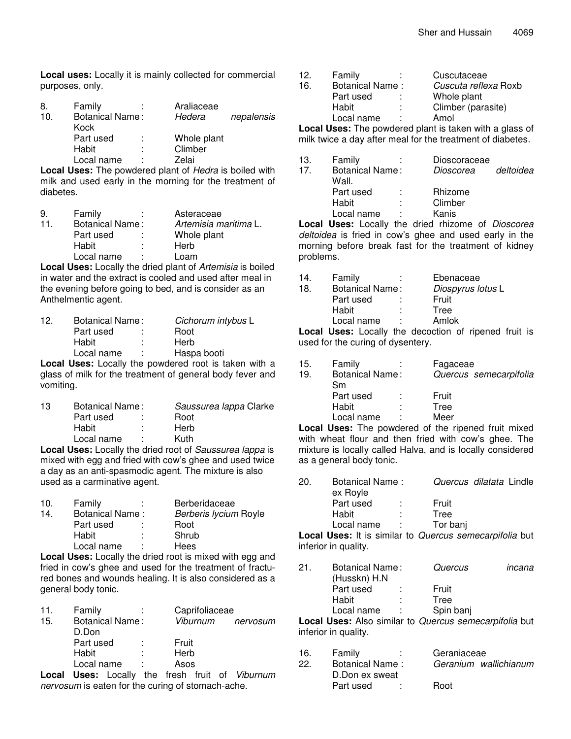**Local uses:** Locally it is mainly collected for commercial purposes, only.

8. Family : Araliaceae
10. Botanical Name: *Hedera nepalensis* Kock
Part used : Whole plant
Habit : Climber
Local name : Zelai

**Local Uses:** The powdered plant of *Hedra* is boiled with milk and used early in the morning for the treatment of diabetes.

9. Family : Asteraceae
11. Botanical Name: *Artemisia maritima* L.
Part used : Whole plant
Habit : Herb
Local name : Loam

**Local Uses:** Locally the dried plant of *Artemisia* is boiled in water and the extract is cooled and used after meal in the evening before going to bed, and is consider as an Anthelmentic agent.

12. Botanical Name: *Cichorum intybus* L
Part used : Root
Habit : Herb
Local name : Haspa booti

**Local Uses:** Locally the powdered root is taken with a glass of milk for the treatment of general body fever and vomiting.

13 Botanical Name: *Saussurea lappa* Clarke
Part used : Root
Habit : Herb
Local name : Kuth

**Local Uses:** Locally the dried root of *Saussurea lappa* is mixed with egg and fried with cow's ghee and used twice a day as an anti-spasmodic agent. The mixture is also used as a carminative agent.

10. Family : Berberidaceae
14. Botanical Name : *Berberis lycium* Royle
Part used : Root
Habit : Shrub
Local name : Hees

**Local Uses:** Locally the dried root is mixed with egg and fried in cow's ghee and used for the treatment of fractured bones and wounds healing. It is also considered as a general body tonic.

11. Family : Caprifoliaceae
15. Botanical Name: *Viburnum nervosum* D.Don
Part used : Fruit
Habit : Herb
Local name : Asos

**Local Uses:** Locally the fresh fruit of *Viburnum nervosum* is eaten for the curing of stomach-ache.

12. Family : Cuscutaceae
16. Botanical Name : *Cuscuta reflexa* Roxb
Part used : Whole plant
Habit : Climber (parasite)
Local name : Amol

**Local Uses:** The powdered plant is taken with a glass of milk twice a day after meal for the treatment of diabetes.

13. Family : Dioscoraceae
17. Botanical Name: *Dioscorea deltoidea* Wall.
Part used : Rhizome
Habit : Climber
Local name : Kanis

**Local Uses:** Locally the dried rhizome of *Dioscorea deltoidea* is fried in cow's ghee and used early in the morning before break fast for the treatment of kidney problems.

14. Family : Ebenaceae
18. Botanical Name: *Diospyrus lotus* L
Part used : Fruit
Habit : Tree
Local name : Amlok

**Local Uses:** Locally the decoction of ripened fruit is used for the curing of dysentery.

15. Family : Fagaceae
19. Botanical Name: *Quercus semecarpifolia* Sm
Part used : Fruit
Habit : Tree
Local name : Meer

**Local Uses:** The powdered of the ripened fruit mixed with wheat flour and then fried with cow's ghee. The mixture is locally called Halva, and is locally considered as a general body tonic.

20. Botanical Name : *Quercus dilatata* Lindle ex Royle
Part used : Fruit
Habit : Tree
Local name : Tor banj

**Local Uses:** It is similar to *Quercus semecarpifolia* but inferior in quality.

21. Botanical Name: *Quercus incana* (Husskn) H.N
Part used : Fruit
Habit : Tree
Local name : Spin banj

**Local Uses:** Also similar to *Quercus semecarpifolia* but inferior in quality.

16. Family : Geraniaceae
22. Botanical Name : *Geranium wallichianum* D.Don ex sweat
Part used : Root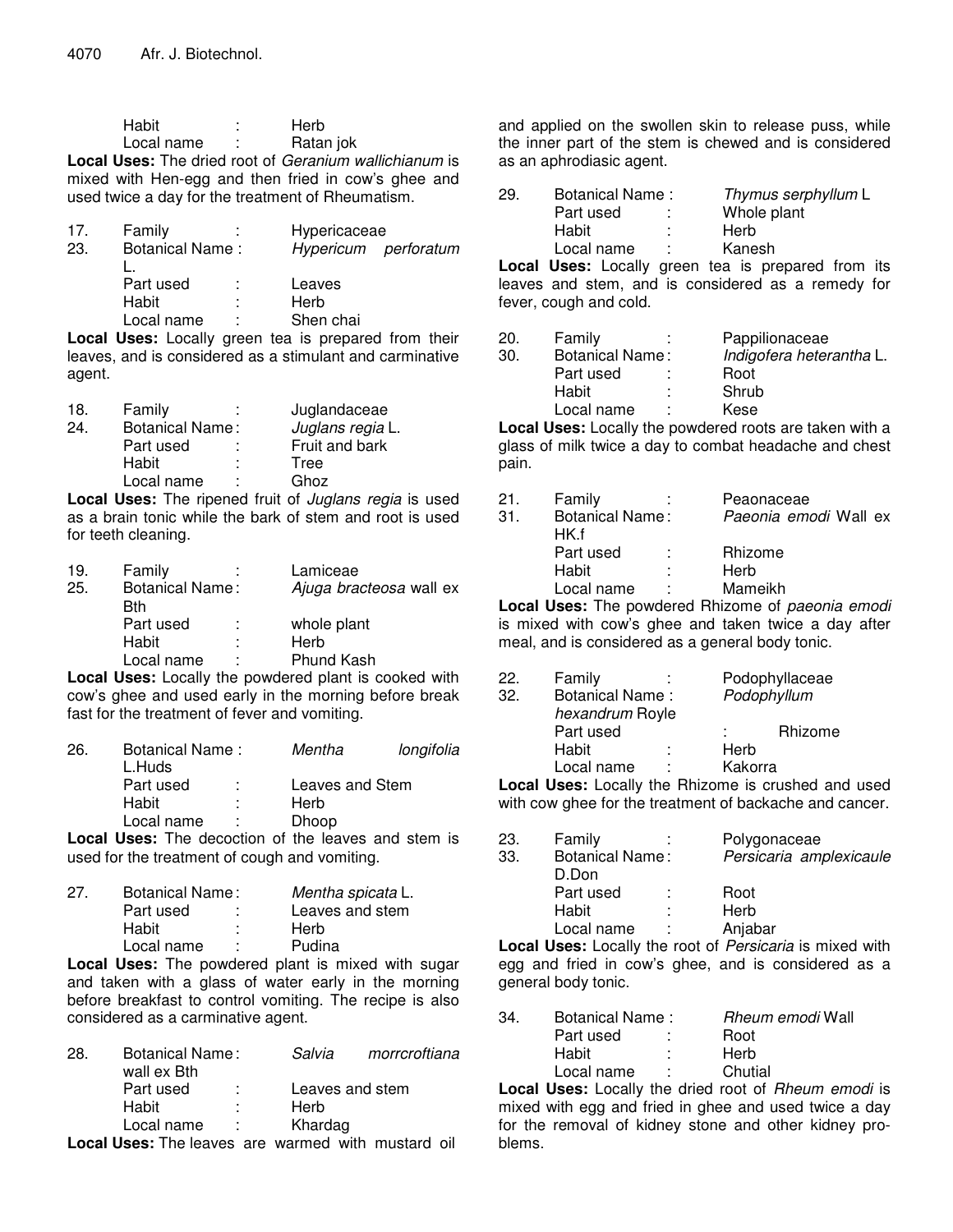Habit : Herb
Local name : Ratan jok

**Local Uses:** The dried root of *Geranium wallichianum* is mixed with Hen-egg and then fried in cow's ghee and used twice a day for the treatment of Rheumatism.

17. Family : Hypericaceae
23. Botanical Name : *Hypericum perforatum* L.
Part used : Leaves
Habit : Herb
Local name : Shen chai

**Local Uses:** Locally green tea is prepared from their leaves, and is considered as a stimulant and carminative agent.

18. Family : Juglandaceae
24. Botanical Name: *Juglans regia* L.
Part used : Fruit and bark
Habit : Tree
Local name : Ghoz

**Local Uses:** The ripened fruit of *Juglans regia* is used as a brain tonic while the bark of stem and root is used for teeth cleaning.

19. Family : Lamiceae
25. Botanical Name: *Ajuga bracteosa* wall ex Bth
Part used : whole plant
Habit : Herb
Local name : Phund Kash

**Local Uses:** Locally the powdered plant is cooked with cow's ghee and used early in the morning before break fast for the treatment of fever and vomiting.

26. Botanical Name : *Mentha longifolia* L.Huds
Part used : Leaves and Stem
Habit : Herb
Local name : Dhoop

**Local Uses:** The decoction of the leaves and stem is used for the treatment of cough and vomiting.

27. Botanical Name: *Mentha spicata* L.
Part used : Leaves and stem
Habit : Herb
Local name : Pudina

**Local Uses:** The powdered plant is mixed with sugar and taken with a glass of water early in the morning before breakfast to control vomiting. The recipe is also considered as a carminative agent.

28. Botanical Name: *Salvia morrcroftiana* wall ex Bth
Part used : Leaves and stem
Habit : Herb
Local name : Khardag

**Local Uses:** The leaves are warmed with mustard oil and applied on the swollen skin to release puss, while the inner part of the stem is chewed and is considered as an aphrodiasic agent.

29. Botanical Name : *Thymus serphyllum* L
Part used : Whole plant
Habit : Herb
Local name : Kanesh

**Local Uses:** Locally green tea is prepared from its leaves and stem, and is considered as a remedy for fever, cough and cold.

20. Family : Pappilionaceae
30. Botanical Name: *Indigofera heterantha* L.
Part used : Root
Habit : Shrub
Local name : Kese

**Local Uses:** Locally the powdered roots are taken with a glass of milk twice a day to combat headache and chest pain.

21. Family : Peaonaceae
31. Botanical Name: *Paeonia emodi* Wall ex HK.f
Part used : Rhizome
Habit : Herb
Local name : Mameikh

**Local Uses:** The powdered Rhizome of *paeonia emodi* is mixed with cow's ghee and taken twice a day after meal, and is considered as a general body tonic.

22. Family : Podophyllaceae
32. Botanical Name : *Podophyllum hexandrum* Royle
Part used : Rhizome
Habit : Herb
Local name : Kakorra

**Local Uses:** Locally the Rhizome is crushed and used with cow ghee for the treatment of backache and cancer.

23. Family : Polygonaceae
33. Botanical Name: *Persicaria amplexicaule* D.Don
Part used : Root
Habit : Herb
Local name : Anjabar

**Local Uses:** Locally the root of *Persicaria* is mixed with egg and fried in cow's ghee, and is considered as a general body tonic.

34. Botanical Name : *Rheum emodi* Wall
Part used : Root
Habit : Herb
Local name : Chutial

**Local Uses:** Locally the dried root of *Rheum emodi* is mixed with egg and fried in ghee and used twice a day for the removal of kidney stone and other kidney problems.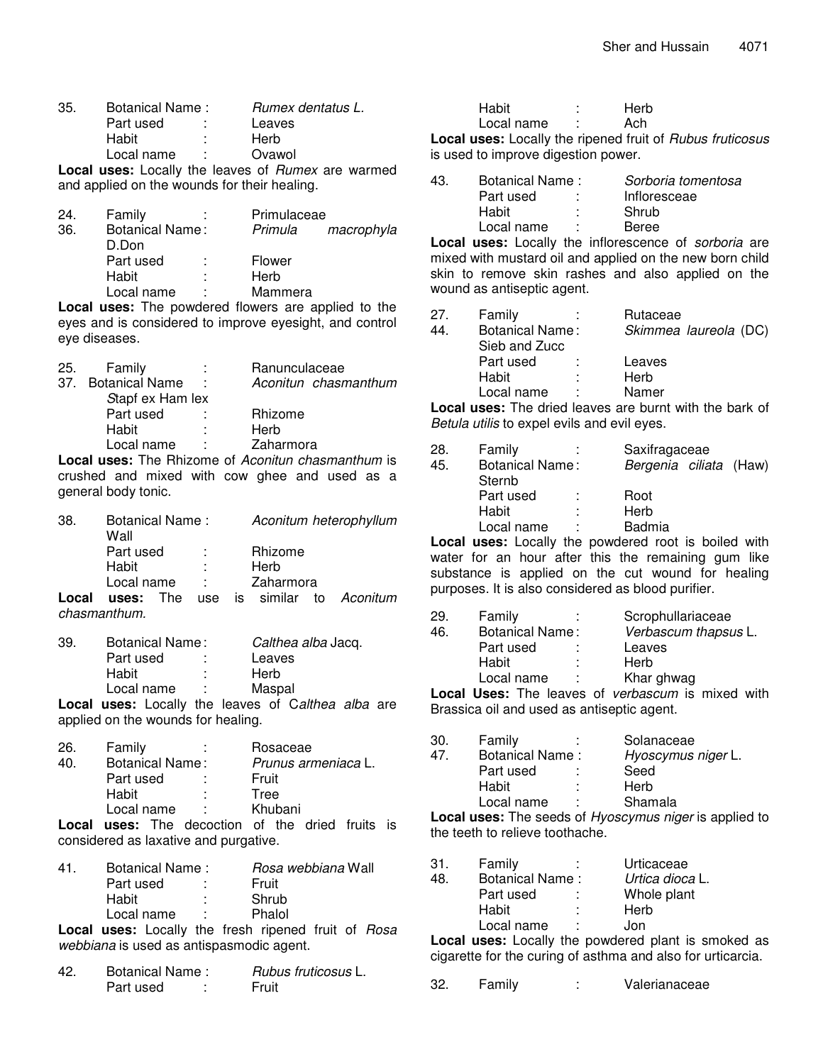35. Botanical Name : *Rumex dentatus L.*
Part used : Leaves
Habit : Herb
Local name : Ovawol

**Local uses:** Locally the leaves of *Rumex* are warmed and applied on the wounds for their healing.

24. Family : Primulaceae
36. Botanical Name: *Primula macrophyla* D.Don
Part used : Flower
Habit : Herb
Local name : Mammera

**Local uses:** The powdered flowers are applied to the eyes and is considered to improve eyesight, and control eye diseases.

25. Family : Ranunculaceae
37. Botanical Name : *Aconitun chasmanthum* *S*tapf ex Ham lex
Part used : Rhizome
Habit : Herb
Local name : Zaharmora

**Local uses:** The Rhizome of *Aconitun chasmanthum* is crushed and mixed with cow ghee and used as a general body tonic.

38. Botanical Name : *Aconitum heterophyllum* Wall
Part used : Rhizome
Habit : Herb
Local name : Zaharmora

**Local uses:** The use is similar to *Aconitum chasmanthum.*

39. Botanical Name: *Calthea alba* Jacq.
Part used : Leaves
Habit : Herb
Local name : Maspal

**Local uses:** Locally the leaves of C*althea alba* are applied on the wounds for healing.

26. Family : Rosaceae
40. Botanical Name: *Prunus armeniaca* L.
Part used : Fruit
Habit : Tree
Local name : Khubani

**Local uses:** The decoction of the dried fruits is considered as laxative and purgative.

41. Botanical Name : *Rosa webbiana* Wall
Part used : Fruit
Habit : Shrub
Local name : Phalol

**Local uses:** Locally the fresh ripened fruit of *Rosa webbiana* is used as antispasmodic agent.

42. Botanical Name : *Rubus fruticosus* L.
Part used : Fruit
Habit : Herb
Local name : Ach

**Local uses:** Locally the ripened fruit of *Rubus fruticosus* is used to improve digestion power.

43. Botanical Name : *Sorboria tomentosa*
Part used : Infloresceae
Habit : Shrub
Local name : Beree

**Local uses:** Locally the inflorescence of *sorboria* are mixed with mustard oil and applied on the new born child skin to remove skin rashes and also applied on the wound as antiseptic agent.

27. Family : Rutaceae
44. Botanical Name: *Skimmea laureola* (DC) Sieb and Zucc
Part used : Leaves
Habit : Herb
Local name : Namer

**Local uses:** The dried leaves are burnt with the bark of *Betula utilis* to expel evils and evil eyes.

28. Family : Saxifragaceae
45. Botanical Name: *Bergenia ciliata* (Haw) Sternb
Part used : Root
Habit : Herb
Local name : Badmia

**Local uses:** Locally the powdered root is boiled with water for an hour after this the remaining gum like substance is applied on the cut wound for healing purposes. It is also considered as blood purifier.

29. Family : Scrophullariaceae
46. Botanical Name: *Verbascum thapsus* L.
Part used : Leaves
Habit : Herb
Local name : Khar ghwag

**Local Uses:** The leaves of *verbascum* is mixed with Brassica oil and used as antiseptic agent.

30. Family : Solanaceae
47. Botanical Name : *Hyoscymus niger* L.
Part used : Seed
Habit : Herb
Local name : Shamala

**Local uses:** The seeds of *Hyoscymus niger* is applied to the teeth to relieve toothache.

31. Family : Urticaceae
48. Botanical Name : *Urtica dioca* L.
Part used : Whole plant
Habit : Herb
Local name : Jon

**Local uses:** Locally the powdered plant is smoked as cigarette for the curing of asthma and also for urticarcia.

32. Family : Valerianaceae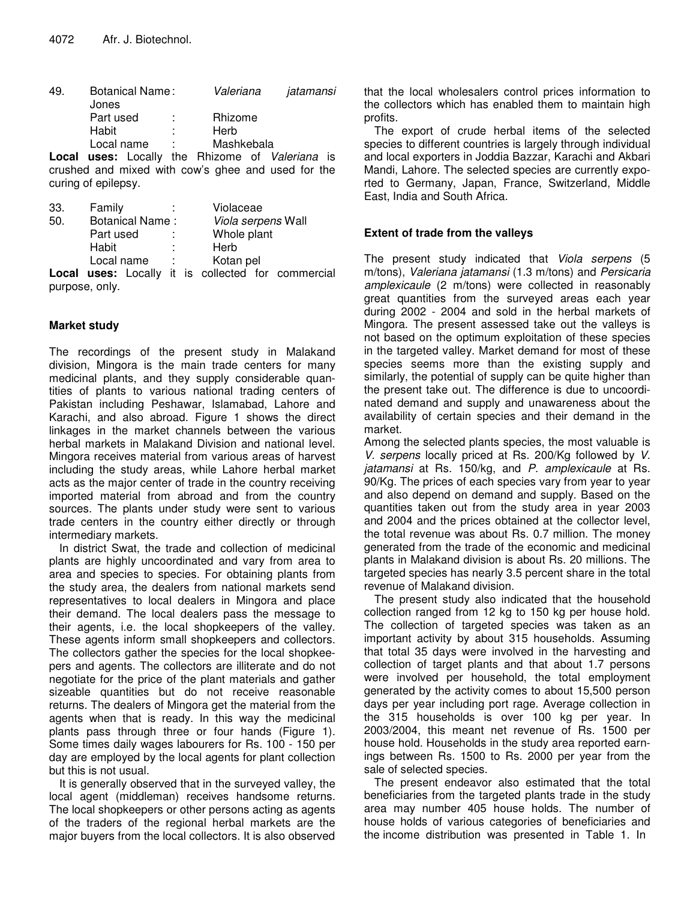49. Botanical Name: *Valeriana jatamansi* Jones
Part used : Rhizome
Habit : Herb
Local name : Mashkebala

**Local uses:** Locally the Rhizome of *Valeriana* is crushed and mixed with cow's ghee and used for the curing of epilepsy.

33. Family : Violaceae

50. Botanical Name : *Viola serpens* Wall
Part used : Whole plant
Habit : Herb
Local name : Kotan pel

**Local uses:** Locally it is collected for commercial purpose, only.

## Market study

The recordings of the present study in Malakand division, Mingora is the main trade centers for many medicinal plants, and they supply considerable quantities of plants to various national trading centers of Pakistan including Peshawar, Islamabad, Lahore and Karachi, and also abroad. Figure 1 shows the direct linkages in the market channels between the various herbal markets in Malakand Division and national level. Mingora receives material from various areas of harvest including the study areas, while Lahore herbal market acts as the major center of trade in the country receiving imported material from abroad and from the country sources. The plants under study were sent to various trade centers in the country either directly or through intermediary markets.

In district Swat, the trade and collection of medicinal plants are highly uncoordinated and vary from area to area and species to species. For obtaining plants from the study area, the dealers from national markets send representatives to local dealers in Mingora and place their demand. The local dealers pass the message to their agents, i.e. the local shopkeepers of the valley. These agents inform small shopkeepers and collectors. The collectors gather the species for the local shopkeepers and agents. The collectors are illiterate and do not negotiate for the price of the plant materials and gather sizeable quantities but do not receive reasonable returns. The dealers of Mingora get the material from the agents when that is ready. In this way the medicinal plants pass through three or four hands (Figure 1). Some times daily wages labourers for Rs. 100 - 150 per day are employed by the local agents for plant collection but this is not usual.

It is generally observed that in the surveyed valley, the local agent (middleman) receives handsome returns. The local shopkeepers or other persons acting as agents of the traders of the regional herbal markets are the major buyers from the local collectors. It is also observed that the local wholesalers control prices information to the collectors which has enabled them to maintain high profits.

The export of crude herbal items of the selected species to different countries is largely through individual and local exporters in Joddia Bazzar, Karachi and Akbari Mandi, Lahore. The selected species are currently exported to Germany, Japan, France, Switzerland, Middle East, India and South Africa.

## Extent of trade from the valleys

The present study indicated that *Viola serpens* (5 m/tons), *Valeriana jatamansi* (1.3 m/tons) and *Persicaria amplexicaule* (2 m/tons) were collected in reasonably great quantities from the surveyed areas each year during 2002 - 2004 and sold in the herbal markets of Mingora. The present assessed take out the valleys is not based on the optimum exploitation of these species in the targeted valley. Market demand for most of these species seems more than the existing supply and similarly, the potential of supply can be quite higher than the present take out. The difference is due to uncoordinated demand and supply and unawareness about the availability of certain species and their demand in the market.

Among the selected plants species, the most valuable is *V. serpens* locally priced at Rs. 200/Kg followed by *V. jatamansi* at Rs. 150/kg, and *P. amplexicaule* at Rs. 90/Kg. The prices of each species vary from year to year and also depend on demand and supply. Based on the quantities taken out from the study area in year 2003 and 2004 and the prices obtained at the collector level, the total revenue was about Rs. 0.7 million. The money generated from the trade of the economic and medicinal plants in Malakand division is about Rs. 20 millions. The targeted species has nearly 3.5 percent share in the total revenue of Malakand division.

The present study also indicated that the household collection ranged from 12 kg to 150 kg per house hold. The collection of targeted species was taken as an important activity by about 315 households. Assuming that total 35 days were involved in the harvesting and collection of target plants and that about 1.7 persons were involved per household, the total employment generated by the activity comes to about 15,500 person days per year including port rage. Average collection in the 315 households is over 100 kg per year. In 2003/2004, this meant net revenue of Rs. 1500 per house hold. Households in the study area reported earnings between Rs. 1500 to Rs. 2000 per year from the sale of selected species.

The present endeavor also estimated that the total beneficiaries from the targeted plants trade in the study area may number 405 house holds. The number of house holds of various categories of beneficiaries and the income distribution was presented in Table 1. In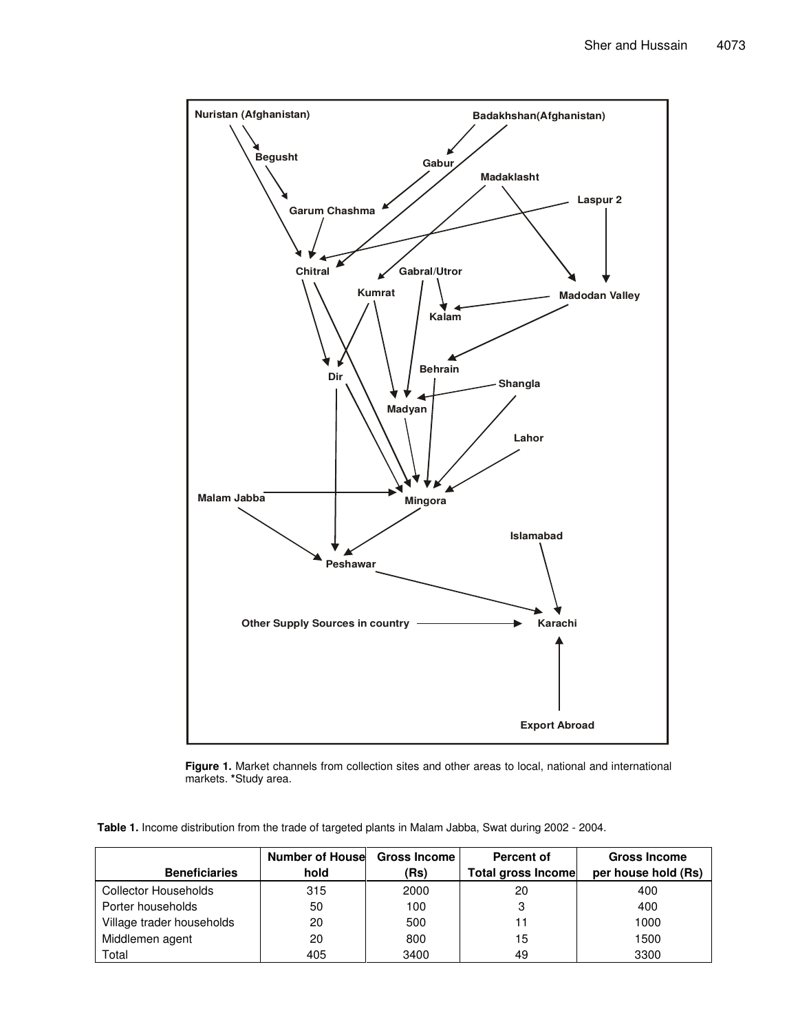**Figure 1.** Market channels from collection sites and other areas to local, national and international markets. *Study area.

**Table 1.** Income distribution from the trade of targeted plants in Malam Jabba, Swat during 2002 - 2004.

| Beneficiaries | Number of House hold | Gross Income (Rs) | Percent of Total gross Income | Gross Income per house hold (Rs) |
|---|---|---|---|---|
| Collector Households | 315 | 2000 | 20 | 400 |
| Porter households | 50 | 100 | 3 | 400 |
| Village trader households | 20 | 500 | 11 | 1000 |
| Middlemen agent | 20 | 800 | 15 | 1500 |
| Total | 405 | 3400 | 49 | 3300 |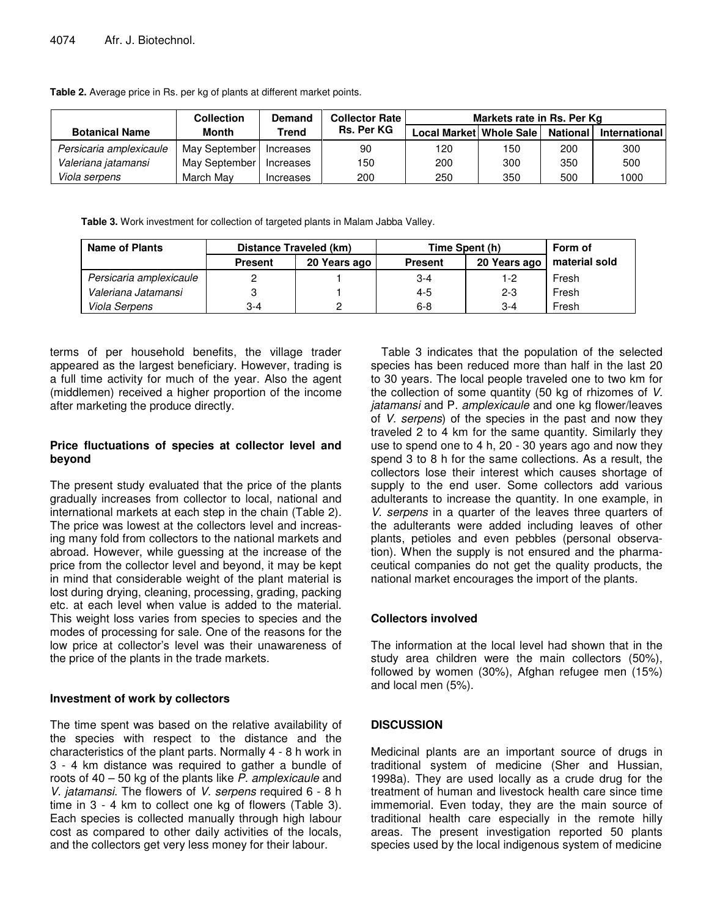**Table 2.** Average price in Rs. per kg of plants at different market points.

| Botanical Name | Collection Month | Demand Trend | Collector Rate Rs. Per KG | Markets rate in Rs. Per Kg | | | |
|---|---|---|---|---|---|---|---|
| | | | | Local Market | Whole Sale | National | International |
| *Persicaria amplexicaule* | May September | Increases | 90 | 120 | 150 | 200 | 300 |
| *Valeriana jatamansi* | May September | Increases | 150 | 200 | 300 | 350 | 500 |
| *Viola serpens* | March May | Increases | 200 | 250 | 350 | 500 | 1000 |

**Table 3.** Work investment for collection of targeted plants in Malam Jabba Valley.

| Name of Plants | Distance Traveled (km) | | Time Spent (h) | | Form of material sold |
|---|---|---|---|---|---|
| | Present | 20 Years ago | Present | 20 Years ago | |
| *Persicaria amplexicaule* | 2 | 1 | 3-4 | 1-2 | Fresh |
| *Valeriana Jatamansi* | 3 | 1 | 4-5 | 2-3 | Fresh |
| *Viola Serpens* | 3-4 | 2 | 6-8 | 3-4 | Fresh |

terms of per household benefits, the village trader appeared as the largest beneficiary. However, trading is a full time activity for much of the year. Also the agent (middlemen) received a higher proportion of the income after marketing the produce directly.

### Price fluctuations of species at collector level and beyond

The present study evaluated that the price of the plants gradually increases from collector to local, national and international markets at each step in the chain (Table 2). The price was lowest at the collectors level and increasing many fold from collectors to the national markets and abroad. However, while guessing at the increase of the price from the collector level and beyond, it may be kept in mind that considerable weight of the plant material is lost during drying, cleaning, processing, grading, packing etc. at each level when value is added to the material. This weight loss varies from species to species and the modes of processing for sale. One of the reasons for the low price at collector's level was their unawareness of the price of the plants in the trade markets.

### Investment of work by collectors

The time spent was based on the relative availability of the species with respect to the distance and the characteristics of the plant parts. Normally 4 - 8 h work in 3 - 4 km distance was required to gather a bundle of roots of 40 – 50 kg of the plants like *P. amplexicaule* and *V. jatamansi*. The flowers of *V. serpens* required 6 - 8 h time in 3 - 4 km to collect one kg of flowers (Table 3). Each species is collected manually through high labour cost as compared to other daily activities of the locals, and the collectors get very less money for their labour.

Table 3 indicates that the population of the selected species has been reduced more than half in the last 20 to 30 years. The local people traveled one to two km for the collection of some quantity (50 kg of rhizomes of *V. jatamansi* and P. *amplexicaule* and one kg flower/leaves of *V. serpens*) of the species in the past and now they traveled 2 to 4 km for the same quantity. Similarly they use to spend one to 4 h, 20 - 30 years ago and now they spend 3 to 8 h for the same collections. As a result, the collectors lose their interest which causes shortage of supply to the end user. Some collectors add various adulterants to increase the quantity. In one example, in *V. serpens* in a quarter of the leaves three quarters of the adulterants were added including leaves of other plants, petioles and even pebbles (personal observation). When the supply is not ensured and the pharmaceutical companies do not get the quality products, the national market encourages the import of the plants.

### Collectors involved

The information at the local level had shown that in the study area children were the main collectors (50%), followed by women (30%), Afghan refugee men (15%) and local men (5%).

## DISCUSSION

Medicinal plants are an important source of drugs in traditional system of medicine (Sher and Hussian, 1998a). They are used locally as a crude drug for the treatment of human and livestock health care since time immemorial. Even today, they are the main source of traditional health care especially in the remote hilly areas. The present investigation reported 50 plants species used by the local indigenous system of medicine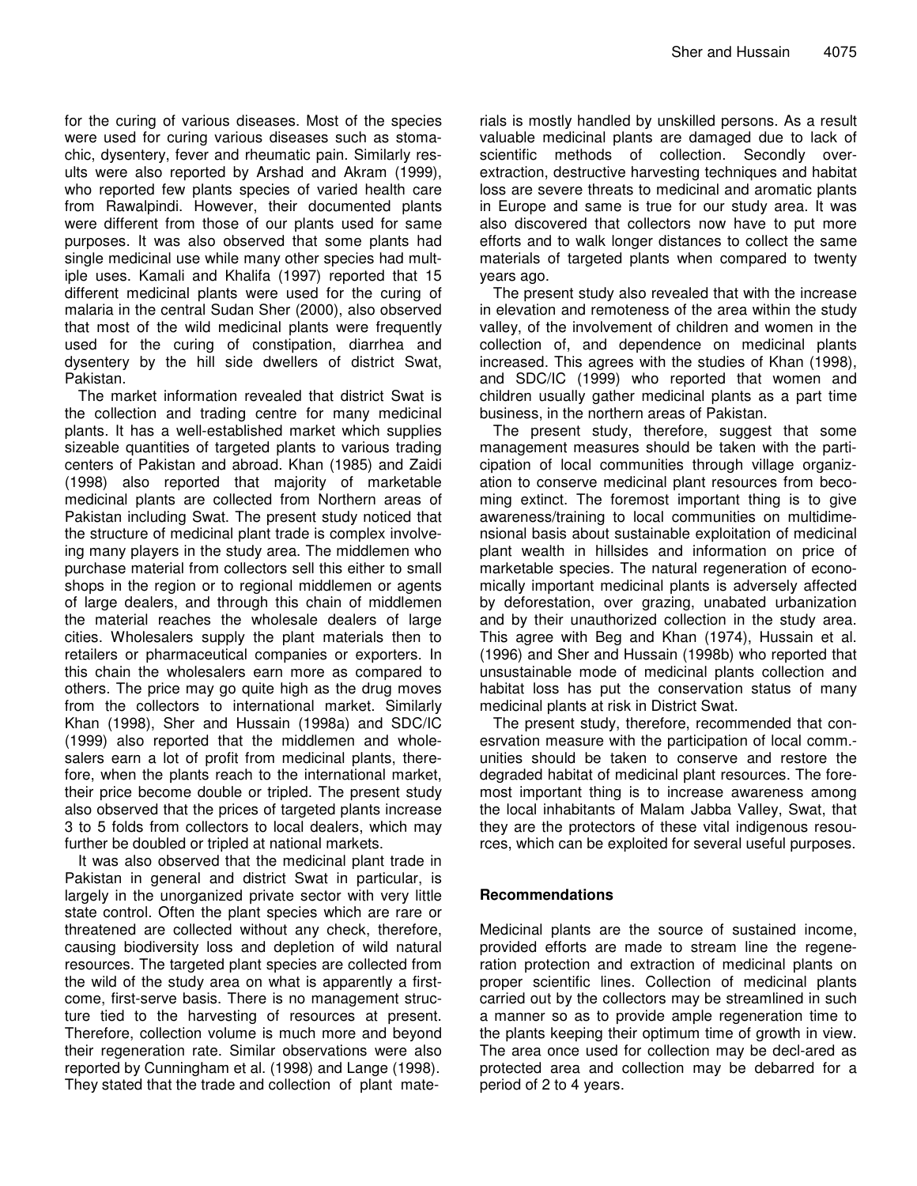for the curing of various diseases. Most of the species were used for curing various diseases such as stomachic, dysentery, fever and rheumatic pain. Similarly results were also reported by Arshad and Akram (1999), who reported few plants species of varied health care from Rawalpindi. However, their documented plants were different from those of our plants used for same purposes. It was also observed that some plants had single medicinal use while many other species had multiple uses. Kamali and Khalifa (1997) reported that 15 different medicinal plants were used for the curing of malaria in the central Sudan Sher (2000), also observed that most of the wild medicinal plants were frequently used for the curing of constipation, diarrhea and dysentery by the hill side dwellers of district Swat, Pakistan.

The market information revealed that district Swat is the collection and trading centre for many medicinal plants. It has a well-established market which supplies sizeable quantities of targeted plants to various trading centers of Pakistan and abroad. Khan (1985) and Zaidi (1998) also reported that majority of marketable medicinal plants are collected from Northern areas of Pakistan including Swat. The present study noticed that the structure of medicinal plant trade is complex involveing many players in the study area. The middlemen who purchase material from collectors sell this either to small shops in the region or to regional middlemen or agents of large dealers, and through this chain of middlemen the material reaches the wholesale dealers of large cities. Wholesalers supply the plant materials then to retailers or pharmaceutical companies or exporters. In this chain the wholesalers earn more as compared to others. The price may go quite high as the drug moves from the collectors to international market. Similarly Khan (1998), Sher and Hussain (1998a) and SDC/IC (1999) also reported that the middlemen and wholesalers earn a lot of profit from medicinal plants, therefore, when the plants reach to the international market, their price become double or tripled. The present study also observed that the prices of targeted plants increase 3 to 5 folds from collectors to local dealers, which may further be doubled or tripled at national markets.

It was also observed that the medicinal plant trade in Pakistan in general and district Swat in particular, is largely in the unorganized private sector with very little state control. Often the plant species which are rare or threatened are collected without any check, therefore, causing biodiversity loss and depletion of wild natural resources. The targeted plant species are collected from the wild of the study area on what is apparently a first-come, first-serve basis. There is no management structure tied to the harvesting of resources at present. Therefore, collection volume is much more and beyond their regeneration rate. Similar observations were also reported by Cunningham et al. (1998) and Lange (1998). They stated that the trade and collection of plant materials is mostly handled by unskilled persons. As a result valuable medicinal plants are damaged due to lack of scientific methods of collection. Secondly over-extraction, destructive harvesting techniques and habitat loss are severe threats to medicinal and aromatic plants in Europe and same is true for our study area. It was also discovered that collectors now have to put more efforts and to walk longer distances to collect the same materials of targeted plants when compared to twenty years ago.

The present study also revealed that with the increase in elevation and remoteness of the area within the study valley, of the involvement of children and women in the collection of, and dependence on medicinal plants increased. This agrees with the studies of Khan (1998), and SDC/IC (1999) who reported that women and children usually gather medicinal plants as a part time business, in the northern areas of Pakistan.

The present study, therefore, suggest that some management measures should be taken with the participation of local communities through village organization to conserve medicinal plant resources from becoming extinct. The foremost important thing is to give awareness/training to local communities on multidimensional basis about sustainable exploitation of medicinal plant wealth in hillsides and information on price of marketable species. The natural regeneration of economically important medicinal plants is adversely affected by deforestation, over grazing, unabated urbanization and by their unauthorized collection in the study area. This agree with Beg and Khan (1974), Hussain et al. (1996) and Sher and Hussain (1998b) who reported that unsustainable mode of medicinal plants collection and habitat loss has put the conservation status of many medicinal plants at risk in District Swat.

The present study, therefore, recommended that conesrvation measure with the participation of local comm.-unities should be taken to conserve and restore the degraded habitat of medicinal plant resources. The foremost important thing is to increase awareness among the local inhabitants of Malam Jabba Valley, Swat, that they are the protectors of these vital indigenous resources, which can be exploited for several useful purposes.

## Recommendations

Medicinal plants are the source of sustained income, provided efforts are made to stream line the regeneration protection and extraction of medicinal plants on proper scientific lines. Collection of medicinal plants carried out by the collectors may be streamlined in such a manner so as to provide ample regeneration time to the plants keeping their optimum time of growth in view. The area once used for collection may be decl-ared as protected area and collection may be debarred for a period of 2 to 4 years.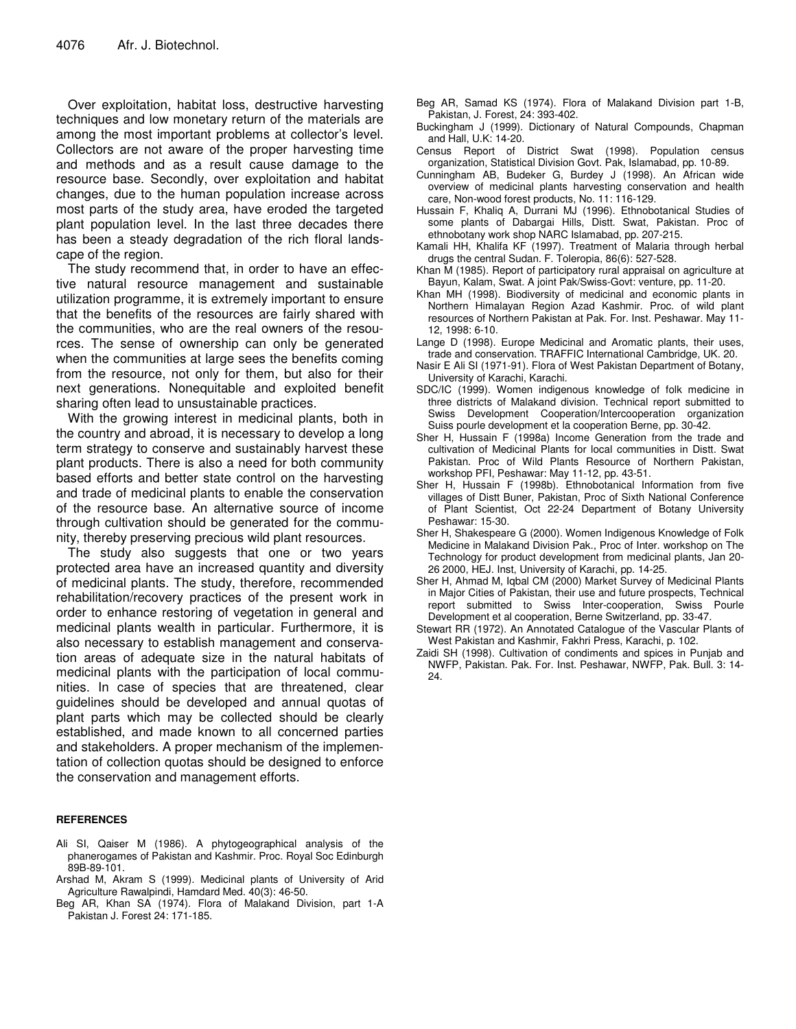Over exploitation, habitat loss, destructive harvesting techniques and low monetary return of the materials are among the most important problems at collector's level. Collectors are not aware of the proper harvesting time and methods and as a result cause damage to the resource base. Secondly, over exploitation and habitat changes, due to the human population increase across most parts of the study area, have eroded the targeted plant population level. In the last three decades there has been a steady degradation of the rich floral landscape of the region.

The study recommend that, in order to have an effective natural resource management and sustainable utilization programme, it is extremely important to ensure that the benefits of the resources are fairly shared with the communities, who are the real owners of the resources. The sense of ownership can only be generated when the communities at large sees the benefits coming from the resource, not only for them, but also for their next generations. Nonequitable and exploited benefit sharing often lead to unsustainable practices.

With the growing interest in medicinal plants, both in the country and abroad, it is necessary to develop a long term strategy to conserve and sustainably harvest these plant products. There is also a need for both community based efforts and better state control on the harvesting and trade of medicinal plants to enable the conservation of the resource base. An alternative source of income through cultivation should be generated for the community, thereby preserving precious wild plant resources.

The study also suggests that one or two years protected area have an increased quantity and diversity of medicinal plants. The study, therefore, recommended rehabilitation/recovery practices of the present work in order to enhance restoring of vegetation in general and medicinal plants wealth in particular. Furthermore, it is also necessary to establish management and conservation areas of adequate size in the natural habitats of medicinal plants with the participation of local communities. In case of species that are threatened, clear guidelines should be developed and annual quotas of plant parts which may be collected should be clearly established, and made known to all concerned parties and stakeholders. A proper mechanism of the implementation of collection quotas should be designed to enforce the conservation and management efforts.

## REFERENCES

Ali SI, Qaiser M (1986). A phytogeographical analysis of the phanerogames of Pakistan and Kashmir. Proc. Royal Soc Edinburgh 89B-89-101.

Arshad M, Akram S (1999). Medicinal plants of University of Arid Agriculture Rawalpindi, Hamdard Med. 40(3): 46-50.

Beg AR, Khan SA (1974). Flora of Malakand Division, part 1-A Pakistan J. Forest 24: 171-185.

Beg AR, Samad KS (1974). Flora of Malakand Division part 1-B, Pakistan, J. Forest, 24: 393-402.

Buckingham J (1999). Dictionary of Natural Compounds, Chapman and Hall, U.K: 14-20.

Census Report of District Swat (1998). Population census organization, Statistical Division Govt. Pak, Islamabad, pp. 10-89.

Cunningham AB, Budeker G, Burdey J (1998). An African wide overview of medicinal plants harvesting conservation and health care, Non-wood forest products, No. 11: 116-129.

Hussain F, Khaliq A, Durrani MJ (1996). Ethnobotanical Studies of some plants of Dabargai Hills, Distt. Swat, Pakistan. Proc of ethnobotany work shop NARC Islamabad, pp. 207-215.

Kamali HH, Khalifa KF (1997). Treatment of Malaria through herbal drugs the central Sudan. F. Toleropia, 86(6): 527-528.

Khan M (1985). Report of participatory rural appraisal on agriculture at Bayun, Kalam, Swat. A joint Pak/Swiss-Govt: venture, pp. 11-20.

Khan MH (1998). Biodiversity of medicinal and economic plants in Northern Himalayan Region Azad Kashmir. Proc. of wild plant resources of Northern Pakistan at Pak. For. Inst. Peshawar. May 11-12, 1998: 6-10.

Lange D (1998). Europe Medicinal and Aromatic plants, their uses, trade and conservation. TRAFFIC International Cambridge, UK. 20.

Nasir E Ali SI (1971-91). Flora of West Pakistan Department of Botany, University of Karachi, Karachi.

SDC/IC (1999). Women indigenous knowledge of folk medicine in three districts of Malakand division. Technical report submitted to Swiss Development Cooperation/Intercooperation organization Suiss pourle development et la cooperation Berne, pp. 30-42.

Sher H, Hussain F (1998a) Income Generation from the trade and cultivation of Medicinal Plants for local communities in Distt. Swat Pakistan. Proc of Wild Plants Resource of Northern Pakistan, workshop PFI, Peshawar: May 11-12, pp. 43-51.

Sher H, Hussain F (1998b). Ethnobotanical Information from five villages of Distt Buner, Pakistan, Proc of Sixth National Conference of Plant Scientist, Oct 22-24 Department of Botany University Peshawar: 15-30.

Sher H, Shakespeare G (2000). Women Indigenous Knowledge of Folk Medicine in Malakand Division Pak., Proc of Inter. workshop on The Technology for product development from medicinal plants, Jan 20-26 2000, HEJ. Inst, University of Karachi, pp. 14-25.

Sher H, Ahmad M, Iqbal CM (2000) Market Survey of Medicinal Plants in Major Cities of Pakistan, their use and future prospects, Technical report submitted to Swiss Inter-cooperation, Swiss Pourle Development et al cooperation, Berne Switzerland, pp. 33-47.

Stewart RR (1972). An Annotated Catalogue of the Vascular Plants of West Pakistan and Kashmir, Fakhri Press, Karachi, p. 102.

Zaidi SH (1998). Cultivation of condiments and spices in Punjab and NWFP, Pakistan. Pak. For. Inst. Peshawar, NWFP, Pak. Bull. 3: 14-24.